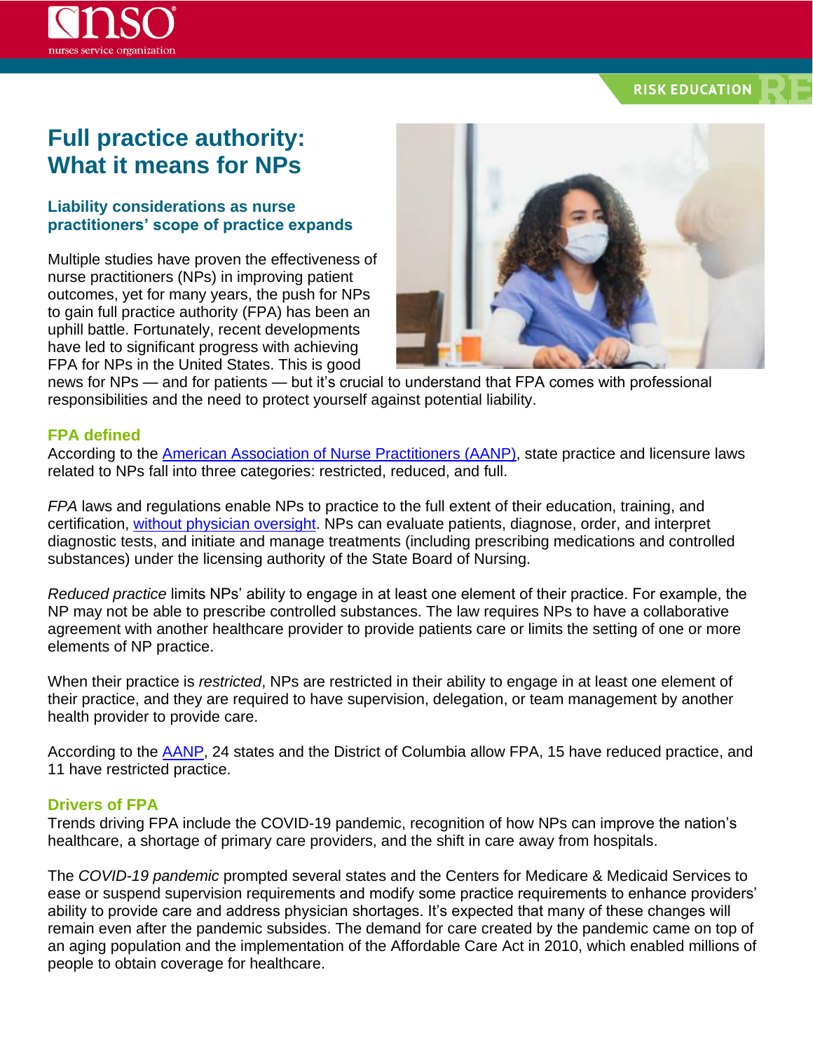# Full practice authority: What it means for NPs

## Liability considerations as nurse practitioners' scope of practice expands

Multiple studies have proven the effectiveness of nurse practitioners (NPs) in improving patient outcomes, yet for many years, the push for NPs to gain full practice authority (FPA) has been an uphill battle. Fortunately, recent developments have led to significant progress with achieving FPA for NPs in the United States. This is good news for NPs — and for patients — but it's crucial to understand that FPA comes with professional responsibilities and the need to protect yourself against potential liability.

### FPA defined

According to the [American Association of Nurse Practitioners (AANP)](), state practice and licensure laws related to NPs fall into three categories: restricted, reduced, and full.

*FPA* laws and regulations enable NPs to practice to the full extent of their education, training, and certification, [without physician oversight](). NPs can evaluate patients, diagnose, order, and interpret diagnostic tests, and initiate and manage treatments (including prescribing medications and controlled substances) under the licensing authority of the State Board of Nursing.

*Reduced practice* limits NPs' ability to engage in at least one element of their practice. For example, the NP may not be able to prescribe controlled substances. The law requires NPs to have a collaborative agreement with another healthcare provider to provide patients care or limits the setting of one or more elements of NP practice.

When their practice is *restricted*, NPs are restricted in their ability to engage in at least one element of their practice, and they are required to have supervision, delegation, or team management by another health provider to provide care.

According to the [AANP](), 24 states and the District of Columbia allow FPA, 15 have reduced practice, and 11 have restricted practice.

### Drivers of FPA

Trends driving FPA include the COVID-19 pandemic, recognition of how NPs can improve the nation's healthcare, a shortage of primary care providers, and the shift in care away from hospitals.

The *COVID-19 pandemic* prompted several states and the Centers for Medicare & Medicaid Services to ease or suspend supervision requirements and modify some practice requirements to enhance providers' ability to provide care and address physician shortages. It's expected that many of these changes will remain even after the pandemic subsides. The demand for care created by the pandemic came on top of an aging population and the implementation of the Affordable Care Act in 2010, which enabled millions of people to obtain coverage for healthcare.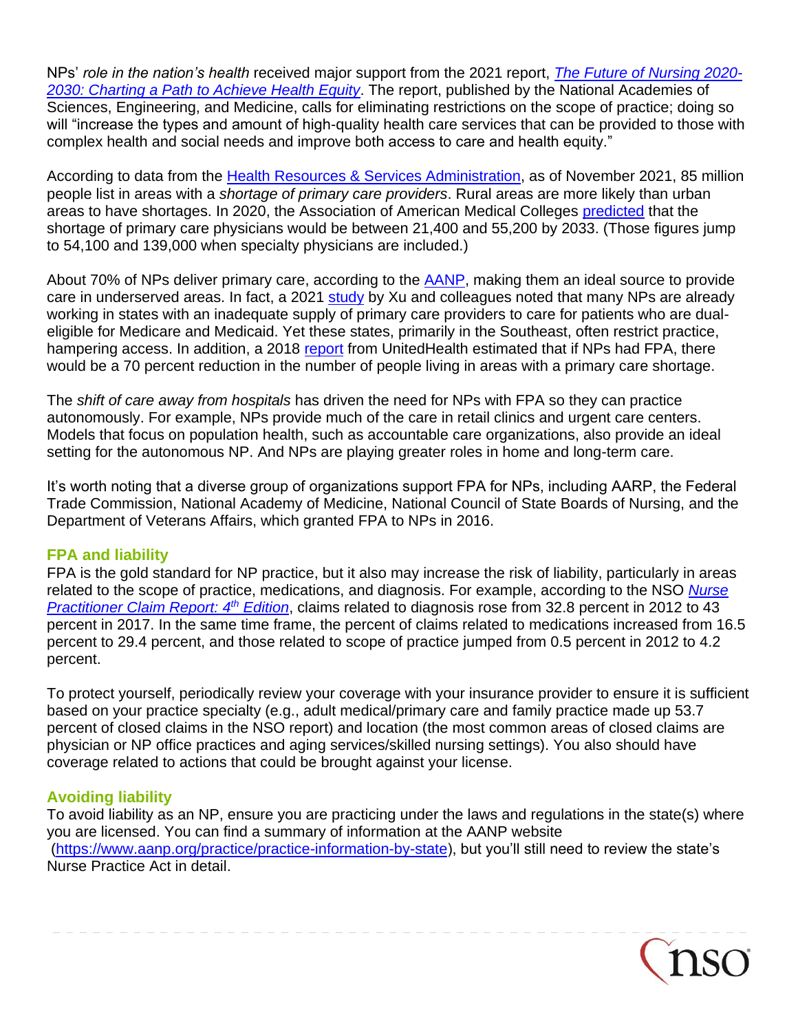NPs' *role in the nation's health* received major support from the 2021 report, *[The Future of Nursing 2020-2030: Charting a Path to Achieve Health Equity](#)*. The report, published by the National Academies of Sciences, Engineering, and Medicine, calls for eliminating restrictions on the scope of practice; doing so will "increase the types and amount of high-quality health care services that can be provided to those with complex health and social needs and improve both access to care and health equity."

According to data from the [Health Resources & Services Administration](#), as of November 2021, 85 million people list in areas with a *shortage of primary care providers*. Rural areas are more likely than urban areas to have shortages. In 2020, the Association of American Medical Colleges [predicted](#) that the shortage of primary care physicians would be between 21,400 and 55,200 by 2033. (Those figures jump to 54,100 and 139,000 when specialty physicians are included.)

About 70% of NPs deliver primary care, according to the [AANP](#), making them an ideal source to provide care in underserved areas. In fact, a 2021 [study](#) by Xu and colleagues noted that many NPs are already working in states with an inadequate supply of primary care providers to care for patients who are dual-eligible for Medicare and Medicaid. Yet these states, primarily in the Southeast, often restrict practice, hampering access. In addition, a 2018 [report](#) from UnitedHealth estimated that if NPs had FPA, there would be a 70 percent reduction in the number of people living in areas with a primary care shortage.

The *shift of care away from hospitals* has driven the need for NPs with FPA so they can practice autonomously. For example, NPs provide much of the care in retail clinics and urgent care centers. Models that focus on population health, such as accountable care organizations, also provide an ideal setting for the autonomous NP. And NPs are playing greater roles in home and long-term care.

It's worth noting that a diverse group of organizations support FPA for NPs, including AARP, the Federal Trade Commission, National Academy of Medicine, National Council of State Boards of Nursing, and the Department of Veterans Affairs, which granted FPA to NPs in 2016.

## FPA and liability

FPA is the gold standard for NP practice, but it also may increase the risk of liability, particularly in areas related to the scope of practice, medications, and diagnosis. For example, according to the NSO *[Nurse Practitioner Claim Report: 4th Edition](#)*, claims related to diagnosis rose from 32.8 percent in 2012 to 43 percent in 2017. In the same time frame, the percent of claims related to medications increased from 16.5 percent to 29.4 percent, and those related to scope of practice jumped from 0.5 percent in 2012 to 4.2 percent.

To protect yourself, periodically review your coverage with your insurance provider to ensure it is sufficient based on your practice specialty (e.g., adult medical/primary care and family practice made up 53.7 percent of closed claims in the NSO report) and location (the most common areas of closed claims are physician or NP office practices and aging services/skilled nursing settings). You also should have coverage related to actions that could be brought against your license.

## Avoiding liability

To avoid liability as an NP, ensure you are practicing under the laws and regulations in the state(s) where you are licensed. You can find a summary of information at the AANP website ([https://www.aanp.org/practice/practice-information-by-state](https://www.aanp.org/practice/practice-information-by-state)), but you'll still need to review the state's Nurse Practice Act in detail.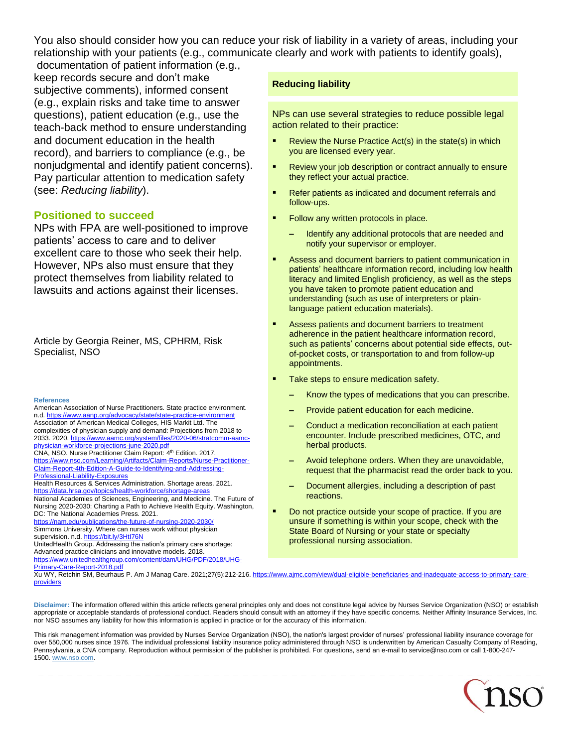You also should consider how you can reduce your risk of liability in a variety of areas, including your relationship with your patients (e.g., communicate clearly and work with patients to identify goals), documentation of patient information (e.g., keep records secure and don't make subjective comments), informed consent (e.g., explain risks and take time to answer questions), patient education (e.g., use the teach-back method to ensure understanding and document education in the health record), and barriers to compliance (e.g., be nonjudgmental and identify patient concerns). Pay particular attention to medication safety (see: *Reducing liability*).

## Positioned to succeed

NPs with FPA are well-positioned to improve patients' access to care and to deliver excellent care to those who seek their help. However, NPs also must ensure that they protect themselves from liability related to lawsuits and actions against their licenses.

Article by Georgia Reiner, MS, CPHRM, Risk Specialist, NSO

### Reducing liability

NPs can use several strategies to reduce possible legal action related to their practice:

- Review the Nurse Practice Act(s) in the state(s) in which you are licensed every year.
- Review your job description or contract annually to ensure they reflect your actual practice.
- Refer patients as indicated and document referrals and follow-ups.
- Follow any written protocols in place.
  - Identify any additional protocols that are needed and notify your supervisor or employer.
- Assess and document barriers to patient communication in patients' healthcare information record, including low health literacy and limited English proficiency, as well as the steps you have taken to promote patient education and understanding (such as use of interpreters or plain-language patient education materials).
- Assess patients and document barriers to treatment adherence in the patient healthcare information record, such as patients' concerns about potential side effects, out-of-pocket costs, or transportation to and from follow-up appointments.
- Take steps to ensure medication safety.
  - Know the types of medications that you can prescribe.
  - Provide patient education for each medicine.
  - Conduct a medication reconciliation at each patient encounter. Include prescribed medicines, OTC, and herbal products.
  - Avoid telephone orders. When they are unavoidable, request that the pharmacist read the order back to you.
  - Document allergies, including a description of past reactions.
- Do not practice outside your scope of practice. If you are unsure if something is within your scope, check with the State Board of Nursing or your state or specialty professional nursing association.

#### References

American Association of Nurse Practitioners. State practice environment. n.d. https://www.aanp.org/advocacy/state/state-practice-environment

Association of American Medical Colleges, HIS Markit Ltd. The complexities of physician supply and demand: Projections from 2018 to 2033. 2020. https://www.aamc.org/system/files/2020-06/stratcomm-aamc-physician-workforce-projections-june-2020.pdf

CNA, NSO. Nurse Practitioner Claim Report: 4th Edition. 2017. https://www.nso.com/Learning/Artifacts/Claim-Reports/Nurse-Practitioner-Claim-Report-4th-Edition-A-Guide-to-Identifying-and-Addressing-Professional-Liability-Exposures

Health Resources & Services Administration. Shortage areas. 2021. https://data.hrsa.gov/topics/health-workforce/shortage-areas

National Academies of Sciences, Engineering, and Medicine. The Future of Nursing 2020-2030: Charting a Path to Achieve Health Equity. Washington, DC: The National Academies Press. 2021. https://nam.edu/publications/the-future-of-nursing-2020-2030/

Simmons University. Where can nurses work without physician supervision. n.d. https://bit.ly/3HtI76N

UnitedHealth Group. Addressing the nation's primary care shortage: Advanced practice clinicians and innovative models. 2018. https://www.unitedhealthgroup.com/content/dam/UHG/PDF/2018/UHG-Primary-Care-Report-2018.pdf

Xu WY, Retchin SM, Beurhaus P. Am J Manag Care. 2021;27(5):212-216. https://www.ajmc.com/view/dual-eligible-beneficiaries-and-inadequate-access-to-primary-care-providers

**Disclaimer:** The information offered within this article reflects general principles only and does not constitute legal advice by Nurses Service Organization (NSO) or establish appropriate or acceptable standards of professional conduct. Readers should consult with an attorney if they have specific concerns. Neither Affinity Insurance Services, Inc. nor NSO assumes any liability for how this information is applied in practice or for the accuracy of this information.

This risk management information was provided by Nurses Service Organization (NSO), the nation's largest provider of nurses' professional liability insurance coverage for over 550,000 nurses since 1976. The individual professional liability insurance policy administered through NSO is underwritten by American Casualty Company of Reading, Pennsylvania, a CNA company. Reproduction without permission of the publisher is prohibited. For questions, send an e-mail to service@nso.com or call 1-800-247-1500. www.nso.com.

nso